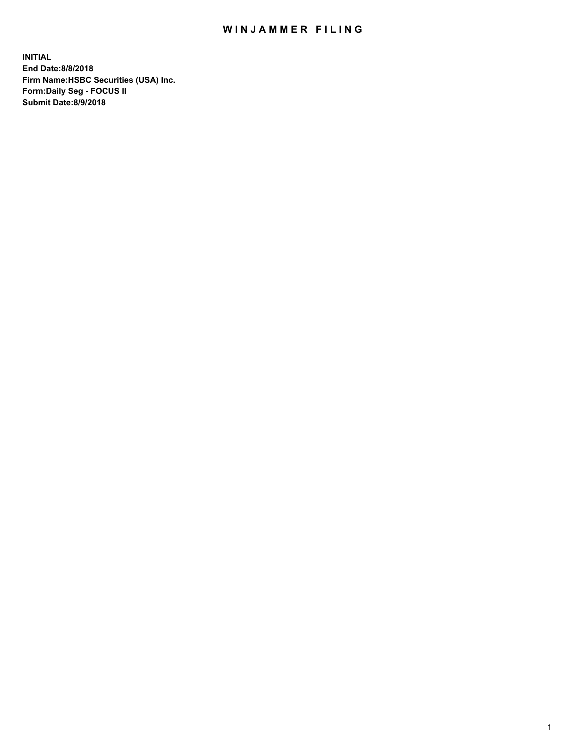# WINJAMMER FILING

**INITIAL**
**End Date:8/8/2018**
**Firm Name:HSBC Securities (USA) Inc.**
**Form:Daily Seg - FOCUS II**
**Submit Date:8/9/2018**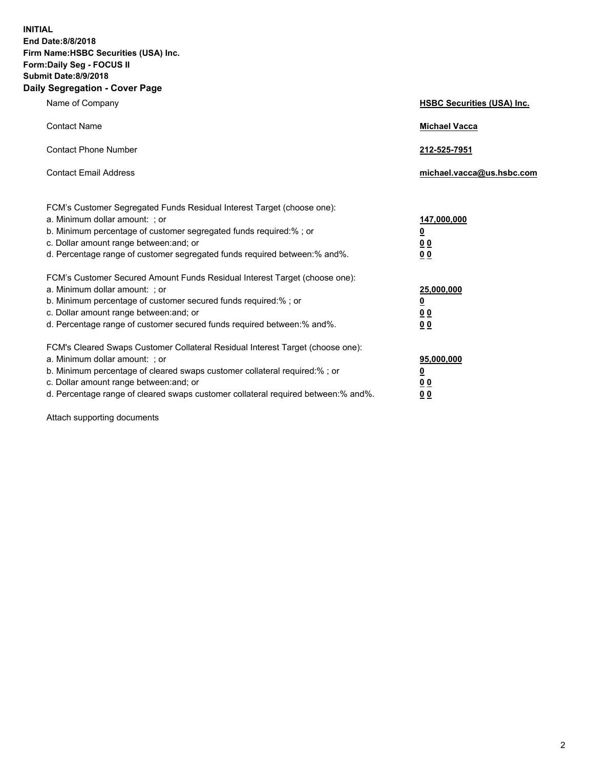**INITIAL**
**End Date:8/8/2018**
**Firm Name:HSBC Securities (USA) Inc.**
**Form:Daily Seg - FOCUS II**
**Submit Date:8/9/2018**

## Daily Segregation - Cover Page

| | |
|---|---|
| Name of Company | **HSBC Securities (USA) Inc.** |
| Contact Name | **Michael Vacca** |
| Contact Phone Number | **212-525-7951** |
| Contact Email Address | **michael.vacca@us.hsbc.com** |

FCM's Customer Segregated Funds Residual Interest Target (choose one):

| | |
|---|---|
| a. Minimum dollar amount: ; or | **147,000,000** |
| b. Minimum percentage of customer segregated funds required:% ; or | **0** |
| c. Dollar amount range between:and; or | **0 0** |
| d. Percentage range of customer segregated funds required between:% and%. | **0 0** |

FCM's Customer Secured Amount Funds Residual Interest Target (choose one):

| | |
|---|---|
| a. Minimum dollar amount: ; or | **25,000,000** |
| b. Minimum percentage of customer secured funds required:% ; or | **0** |
| c. Dollar amount range between:and; or | **0 0** |
| d. Percentage range of customer secured funds required between:% and%. | **0 0** |

FCM's Cleared Swaps Customer Collateral Residual Interest Target (choose one):

| | |
|---|---|
| a. Minimum dollar amount: ; or | **95,000,000** |
| b. Minimum percentage of cleared swaps customer collateral required:% ; or | **0** |
| c. Dollar amount range between:and; or | **0 0** |
| d. Percentage range of cleared swaps customer collateral required between:% and%. | **0 0** |

Attach supporting documents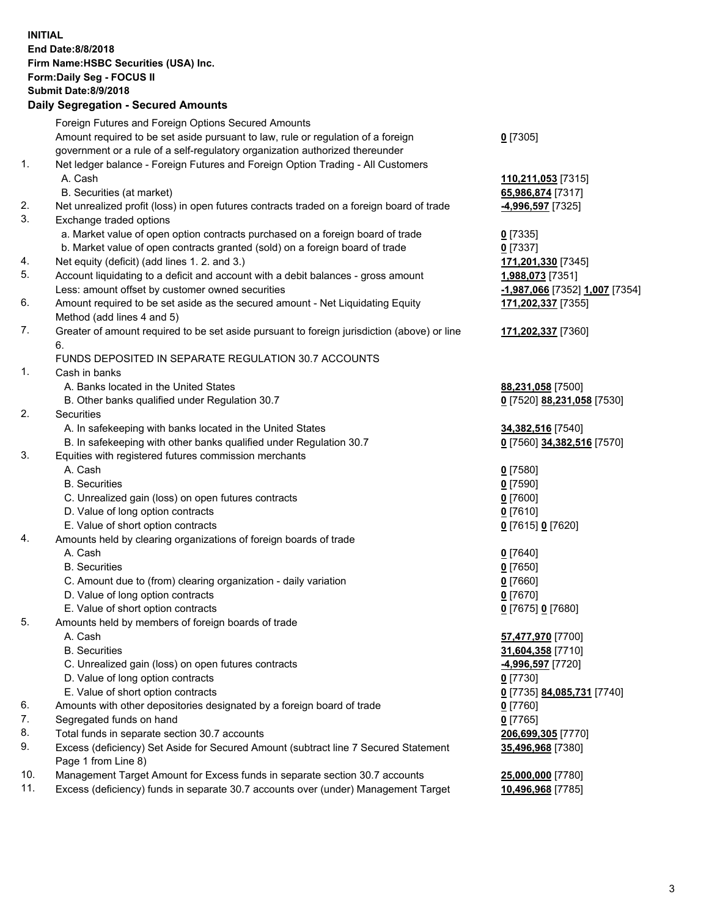**INITIAL**
**End Date:8/8/2018**
**Firm Name:HSBC Securities (USA) Inc.**
**Form:Daily Seg - FOCUS II**
**Submit Date:8/9/2018**
**Daily Segregation - Secured Amounts**

| | | |
|---|---|---|
| | Foreign Futures and Foreign Options Secured Amounts | |
| | Amount required to be set aside pursuant to law, rule or regulation of a foreign government or a rule of a self-regulatory organization authorized thereunder | **0** [7305] |
| 1. | Net ledger balance - Foreign Futures and Foreign Option Trading - All Customers | |
| | A. Cash | **110,211,053** [7315] |
| | B. Securities (at market) | **65,986,874** [7317] |
| 2. | Net unrealized profit (loss) in open futures contracts traded on a foreign board of trade | **-4,996,597** [7325] |
| 3. | Exchange traded options | |
| | a. Market value of open option contracts purchased on a foreign board of trade | **0** [7335] |
| | b. Market value of open contracts granted (sold) on a foreign board of trade | **0** [7337] |
| 4. | Net equity (deficit) (add lines 1. 2. and 3.) | **171,201,330** [7345] |
| 5. | Account liquidating to a deficit and account with a debit balances - gross amount | **1,988,073** [7351] |
| | Less: amount offset by customer owned securities | **-1,987,066** [7352] **1,007** [7354] |
| 6. | Amount required to be set aside as the secured amount - Net Liquidating Equity Method (add lines 4 and 5) | **171,202,337** [7355] |
| 7. | Greater of amount required to be set aside pursuant to foreign jurisdiction (above) or line 6. | **171,202,337** [7360] |
| | FUNDS DEPOSITED IN SEPARATE REGULATION 30.7 ACCOUNTS | |
| 1. | Cash in banks | |
| | A. Banks located in the United States | **88,231,058** [7500] |
| | B. Other banks qualified under Regulation 30.7 | **0** [7520] **88,231,058** [7530] |
| 2. | Securities | |
| | A. In safekeeping with banks located in the United States | **34,382,516** [7540] |
| | B. In safekeeping with other banks qualified under Regulation 30.7 | **0** [7560] **34,382,516** [7570] |
| 3. | Equities with registered futures commission merchants | |
| | A. Cash | **0** [7580] |
| | B. Securities | **0** [7590] |
| | C. Unrealized gain (loss) on open futures contracts | **0** [7600] |
| | D. Value of long option contracts | **0** [7610] |
| | E. Value of short option contracts | **0** [7615] **0** [7620] |
| 4. | Amounts held by clearing organizations of foreign boards of trade | |
| | A. Cash | **0** [7640] |
| | B. Securities | **0** [7650] |
| | C. Amount due to (from) clearing organization - daily variation | **0** [7660] |
| | D. Value of long option contracts | **0** [7670] |
| | E. Value of short option contracts | **0** [7675] **0** [7680] |
| 5. | Amounts held by members of foreign boards of trade | |
| | A. Cash | **57,477,970** [7700] |
| | B. Securities | **31,604,358** [7710] |
| | C. Unrealized gain (loss) on open futures contracts | **-4,996,597** [7720] |
| | D. Value of long option contracts | **0** [7730] |
| | E. Value of short option contracts | **0** [7735] **84,085,731** [7740] |
| 6. | Amounts with other depositories designated by a foreign board of trade | **0** [7760] |
| 7. | Segregated funds on hand | **0** [7765] |
| 8. | Total funds in separate section 30.7 accounts | **206,699,305** [7770] |
| 9. | Excess (deficiency) Set Aside for Secured Amount (subtract line 7 Secured Statement Page 1 from Line 8) | **35,496,968** [7380] |
| 10. | Management Target Amount for Excess funds in separate section 30.7 accounts | **25,000,000** [7780] |
| 11. | Excess (deficiency) funds in separate 30.7 accounts over (under) Management Target | **10,496,968** [7785] |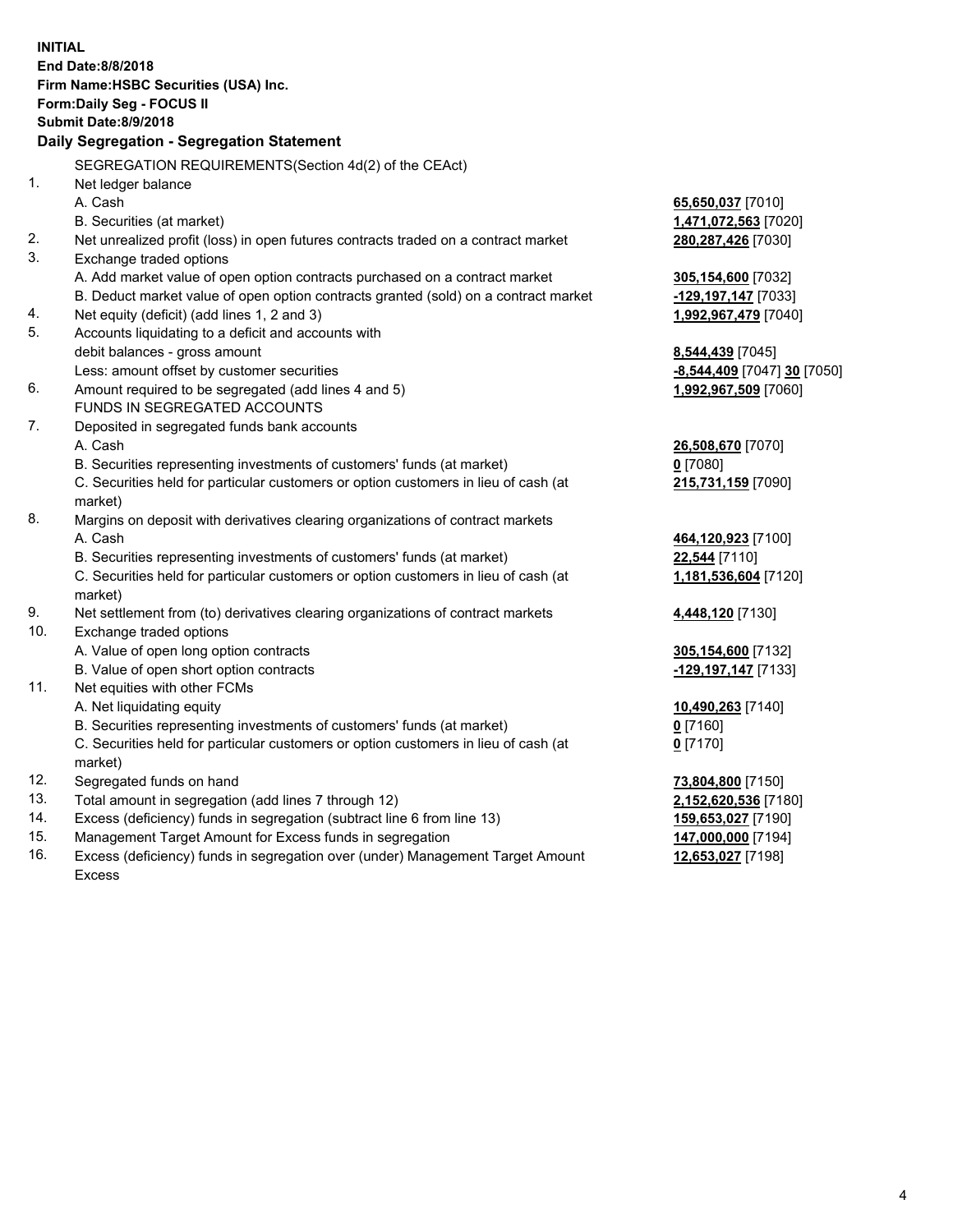**INITIAL**
**End Date:8/8/2018**
**Firm Name:HSBC Securities (USA) Inc.**
**Form:Daily Seg - FOCUS II**
**Submit Date:8/9/2018**

## Daily Segregation - Segregation Statement

| | | |
|---|---|---|
| | SEGREGATION REQUIREMENTS(Section 4d(2) of the CEAct) | |
| 1. | Net ledger balance | |
| | A. Cash | **65,650,037** [7010] |
| | B. Securities (at market) | **1,471,072,563** [7020] |
| 2. | Net unrealized profit (loss) in open futures contracts traded on a contract market | **280,287,426** [7030] |
| 3. | Exchange traded options | |
| | A. Add market value of open option contracts purchased on a contract market | **305,154,600** [7032] |
| | B. Deduct market value of open option contracts granted (sold) on a contract market | **-129,197,147** [7033] |
| 4. | Net equity (deficit) (add lines 1, 2 and 3) | **1,992,967,479** [7040] |
| 5. | Accounts liquidating to a deficit and accounts with | |
| | debit balances - gross amount | **8,544,439** [7045] |
| | Less: amount offset by customer securities | **-8,544,409** [7047] **30** [7050] |
| 6. | Amount required to be segregated (add lines 4 and 5) | **1,992,967,509** [7060] |
| | FUNDS IN SEGREGATED ACCOUNTS | |
| 7. | Deposited in segregated funds bank accounts | |
| | A. Cash | **26,508,670** [7070] |
| | B. Securities representing investments of customers' funds (at market) | **0** [7080] |
| | C. Securities held for particular customers or option customers in lieu of cash (at market) | **215,731,159** [7090] |
| 8. | Margins on deposit with derivatives clearing organizations of contract markets | |
| | A. Cash | **464,120,923** [7100] |
| | B. Securities representing investments of customers' funds (at market) | **22,544** [7110] |
| | C. Securities held for particular customers or option customers in lieu of cash (at market) | **1,181,536,604** [7120] |
| 9. | Net settlement from (to) derivatives clearing organizations of contract markets | **4,448,120** [7130] |
| 10. | Exchange traded options | |
| | A. Value of open long option contracts | **305,154,600** [7132] |
| | B. Value of open short option contracts | **-129,197,147** [7133] |
| 11. | Net equities with other FCMs | |
| | A. Net liquidating equity | **10,490,263** [7140] |
| | B. Securities representing investments of customers' funds (at market) | **0** [7160] |
| | C. Securities held for particular customers or option customers in lieu of cash (at market) | **0** [7170] |
| 12. | Segregated funds on hand | **73,804,800** [7150] |
| 13. | Total amount in segregation (add lines 7 through 12) | **2,152,620,536** [7180] |
| 14. | Excess (deficiency) funds in segregation (subtract line 6 from line 13) | **159,653,027** [7190] |
| 15. | Management Target Amount for Excess funds in segregation | **147,000,000** [7194] |
| 16. | Excess (deficiency) funds in segregation over (under) Management Target Amount Excess | **12,653,027** [7198] |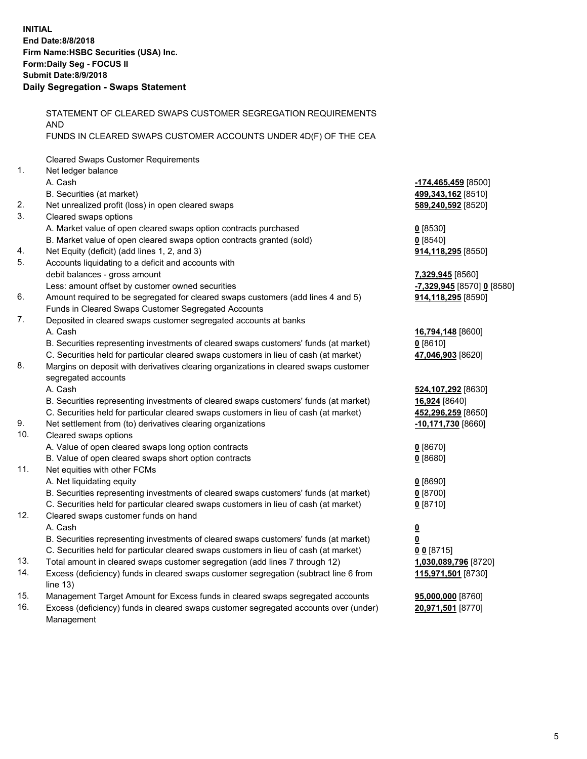**INITIAL**
**End Date:8/8/2018**
**Firm Name:HSBC Securities (USA) Inc.**
**Form:Daily Seg - FOCUS II**
**Submit Date:8/9/2018**
**Daily Segregation - Swaps Statement**

STATEMENT OF CLEARED SWAPS CUSTOMER SEGREGATION REQUIREMENTS AND FUNDS IN CLEARED SWAPS CUSTOMER ACCOUNTS UNDER 4D(F) OF THE CEA

| | | |
|---|---|---|
| | Cleared Swaps Customer Requirements | |
| 1. | Net ledger balance | |
| | A. Cash | **-174,465,459** [8500] |
| | B. Securities (at market) | **499,343,162** [8510] |
| 2. | Net unrealized profit (loss) in open cleared swaps | **589,240,592** [8520] |
| 3. | Cleared swaps options | |
| | A. Market value of open cleared swaps option contracts purchased | **0** [8530] |
| | B. Market value of open cleared swaps option contracts granted (sold) | **0** [8540] |
| 4. | Net Equity (deficit) (add lines 1, 2, and 3) | **914,118,295** [8550] |
| 5. | Accounts liquidating to a deficit and accounts with debit balances - gross amount | **7,329,945** [8560] |
| | Less: amount offset by customer owned securities | **-7,329,945** [8570] **0** [8580] |
| 6. | Amount required to be segregated for cleared swaps customers (add lines 4 and 5) | **914,118,295** [8590] |
| | Funds in Cleared Swaps Customer Segregated Accounts | |
| 7. | Deposited in cleared swaps customer segregated accounts at banks | |
| | A. Cash | **16,794,148** [8600] |
| | B. Securities representing investments of cleared swaps customers' funds (at market) | **0** [8610] |
| | C. Securities held for particular cleared swaps customers in lieu of cash (at market) | **47,046,903** [8620] |
| 8. | Margins on deposit with derivatives clearing organizations in cleared swaps customer segregated accounts | |
| | A. Cash | **524,107,292** [8630] |
| | B. Securities representing investments of cleared swaps customers' funds (at market) | **16,924** [8640] |
| | C. Securities held for particular cleared swaps customers in lieu of cash (at market) | **452,296,259** [8650] |
| 9. | Net settlement from (to) derivatives clearing organizations | **-10,171,730** [8660] |
| 10. | Cleared swaps options | |
| | A. Value of open cleared swaps long option contracts | **0** [8670] |
| | B. Value of open cleared swaps short option contracts | **0** [8680] |
| 11. | Net equities with other FCMs | |
| | A. Net liquidating equity | **0** [8690] |
| | B. Securities representing investments of cleared swaps customers' funds (at market) | **0** [8700] |
| | C. Securities held for particular cleared swaps customers in lieu of cash (at market) | **0** [8710] |
| 12. | Cleared swaps customer funds on hand | |
| | A. Cash | **0** |
| | B. Securities representing investments of cleared swaps customers' funds (at market) | **0** |
| | C. Securities held for particular cleared swaps customers in lieu of cash (at market) | **0** **0** [8715] |
| 13. | Total amount in cleared swaps customer segregation (add lines 7 through 12) | **1,030,089,796** [8720] |
| 14. | Excess (deficiency) funds in cleared swaps customer segregation (subtract line 6 from line 13) | **115,971,501** [8730] |
| 15. | Management Target Amount for Excess funds in cleared swaps segregated accounts | **95,000,000** [8760] |
| 16. | Excess (deficiency) funds in cleared swaps customer segregated accounts over (under) Management | **20,971,501** [8770] |